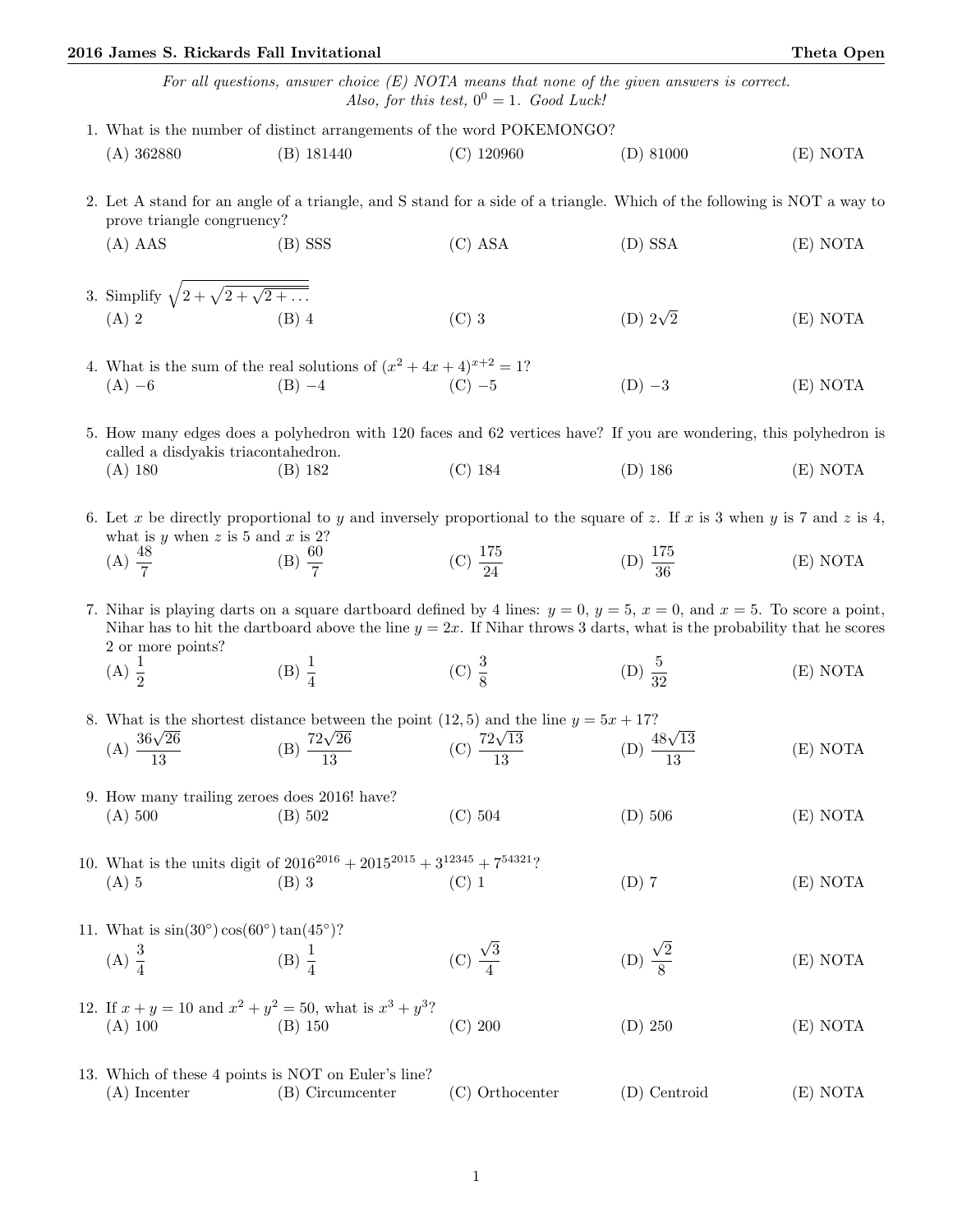*For all questions, answer choice (E) NOTA means that none of the given answers is correct. Also, for this test, $0^0 = 1$. Good Luck!*

1. What is the number of distinct arrangements of the word POKEMONGO?

   (A) 362880 (B) 181440 (C) 120960 (D) 81000 (E) NOTA

2. Let A stand for an angle of a triangle, and S stand for a side of a triangle. Which of the following is NOT a way to prove triangle congruency?

   (A) AAS (B) SSS (C) ASA (D) SSA (E) NOTA

3. Simplify $\sqrt{2+\sqrt{2+\sqrt{2+\ldots}}}$

   (A) 2 (B) 4 (C) 3 (D) $2\sqrt{2}$ (E) NOTA

4. What is the sum of the real solutions of $(x^2+4x+4)^{x+2} = 1$?

   (A) $-6$ (B) $-4$ (C) $-5$ (D) $-3$ (E) NOTA

5. How many edges does a polyhedron with 120 faces and 62 vertices have? If you are wondering, this polyhedron is called a disdyakis triacontahedron.

   (A) 180 (B) 182 (C) 184 (D) 186 (E) NOTA

6. Let $x$ be directly proportional to $y$ and inversely proportional to the square of $z$. If $x$ is 3 when $y$ is 7 and $z$ is 4, what is $y$ when $z$ is 5 and $x$ is 2?

   (A) $\frac{48}{7}$ (B) $\frac{60}{7}$ (C) $\frac{175}{24}$ (D) $\frac{175}{36}$ (E) NOTA

7. Nihar is playing darts on a square dartboard defined by 4 lines: $y = 0$, $y = 5$, $x = 0$, and $x = 5$. To score a point, Nihar has to hit the dartboard above the line $y = 2x$. If Nihar throws 3 darts, what is the probability that he scores 2 or more points?

   (A) $\frac{1}{2}$ (B) $\frac{1}{4}$ (C) $\frac{3}{8}$ (D) $\frac{5}{32}$ (E) NOTA

8. What is the shortest distance between the point $(12, 5)$ and the line $y = 5x + 17$?

   (A) $\frac{36\sqrt{26}}{13}$ (B) $\frac{72\sqrt{26}}{13}$ (C) $\frac{72\sqrt{13}}{13}$ (D) $\frac{48\sqrt{13}}{13}$ (E) NOTA

9. How many trailing zeroes does 2016! have?

   (A) 500 (B) 502 (C) 504 (D) 506 (E) NOTA

10. What is the units digit of $2016^{2016} + 2015^{2015} + 3^{12345} + 7^{54321}$?

    (A) 5 (B) 3 (C) 1 (D) 7 (E) NOTA

11. What is $\sin(30^\circ)\cos(60^\circ)\tan(45^\circ)$?

    (A) $\frac{3}{4}$ (B) $\frac{1}{4}$ (C) $\frac{\sqrt{3}}{4}$ (D) $\frac{\sqrt{2}}{8}$ (E) NOTA

12. If $x + y = 10$ and $x^2 + y^2 = 50$, what is $x^3 + y^3$?

    (A) 100 (B) 150 (C) 200 (D) 250 (E) NOTA

13. Which of these 4 points is NOT on Euler's line?

    (A) Incenter (B) Circumcenter (C) Orthocenter (D) Centroid (E) NOTA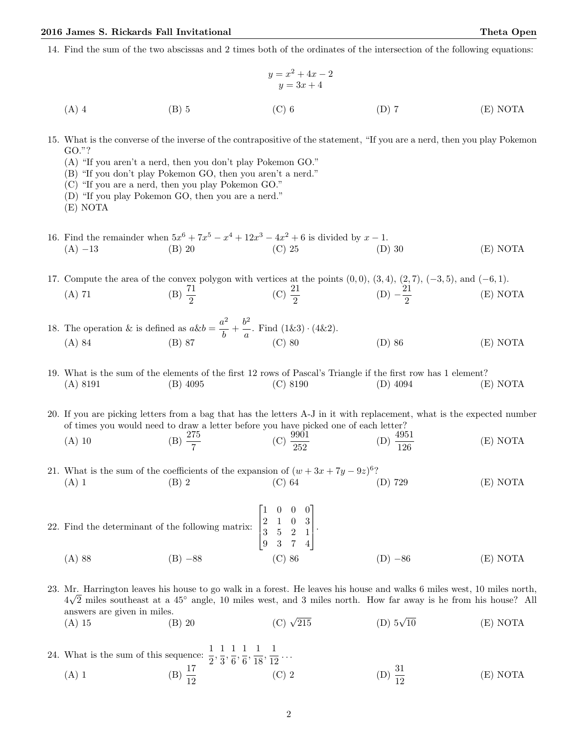14. Find the sum of the two abscissas and 2 times both of the ordinates of the intersection of the following equations:

$$y = x^2 + 4x - 2$$
$$y = 3x + 4$$

(A) 4 (B) 5 (C) 6 (D) 7 (E) NOTA

15. What is the converse of the inverse of the contrapositive of the statement, "If you are a nerd, then you play Pokemon GO."?
    (A) "If you aren't a nerd, then you don't play Pokemon GO."
    (B) "If you don't play Pokemon GO, then you aren't a nerd."
    (C) "If you are a nerd, then you play Pokemon GO."
    (D) "If you play Pokemon GO, then you are a nerd."
    (E) NOTA

16. Find the remainder when $5x^6 + 7x^5 - x^4 + 12x^3 - 4x^2 + 6$ is divided by $x - 1$.
    (A) $-13$ (B) 20 (C) 25 (D) 30 (E) NOTA

17. Compute the area of the convex polygon with vertices at the points $(0, 0)$, $(3, 4)$, $(2, 7)$, $(-3, 5)$, and $(-6, 1)$.
    (A) 71 (B) $\frac{71}{2}$ (C) $\frac{21}{2}$ (D) $-\frac{21}{2}$ (E) NOTA

18. The operation & is defined as $a\&b = \frac{a^2}{b} + \frac{b^2}{a}$. Find $(1\&3) \cdot (4\&2)$.
    (A) 84 (B) 87 (C) 80 (D) 86 (E) NOTA

19. What is the sum of the elements of the first 12 rows of Pascal's Triangle if the first row has 1 element?
    (A) 8191 (B) 4095 (C) 8190 (D) 4094 (E) NOTA

20. If you are picking letters from a bag that has the letters A-J in it with replacement, what is the expected number of times you would need to draw a letter before you have picked one of each letter?
    (A) 10 (B) $\frac{275}{7}$ (C) $\frac{9901}{252}$ (D) $\frac{4951}{126}$ (E) NOTA

21. What is the sum of the coefficients of the expansion of $(w + 3x + 7y - 9z)^6$?
    (A) 1 (B) 2 (C) 64 (D) 729 (E) NOTA

22. Find the determinant of the following matrix: $\begin{bmatrix} 1 & 0 & 0 & 0 \\ 2 & 1 & 0 & 3 \\ 3 & 5 & 2 & 1 \\ 9 & 3 & 7 & 4 \end{bmatrix}$.
    (A) 88 (B) $-88$ (C) 86 (D) $-86$ (E) NOTA

23. Mr. Harrington leaves his house to go walk in a forest. He leaves his house and walks 6 miles west, 10 miles north, $4\sqrt{2}$ miles southeast at a $45°$ angle, 10 miles west, and 3 miles north. How far away is he from his house? All answers are given in miles.
    (A) 15 (B) 20 (C) $\sqrt{215}$ (D) $5\sqrt{10}$ (E) NOTA

24. What is the sum of this sequence: $\frac{1}{2}, \frac{1}{3}, \frac{1}{6}, \frac{1}{6}, \frac{1}{18}, \frac{1}{12} \ldots$
    (A) 1 (B) $\frac{17}{12}$ (C) 2 (D) $\frac{31}{12}$ (E) NOTA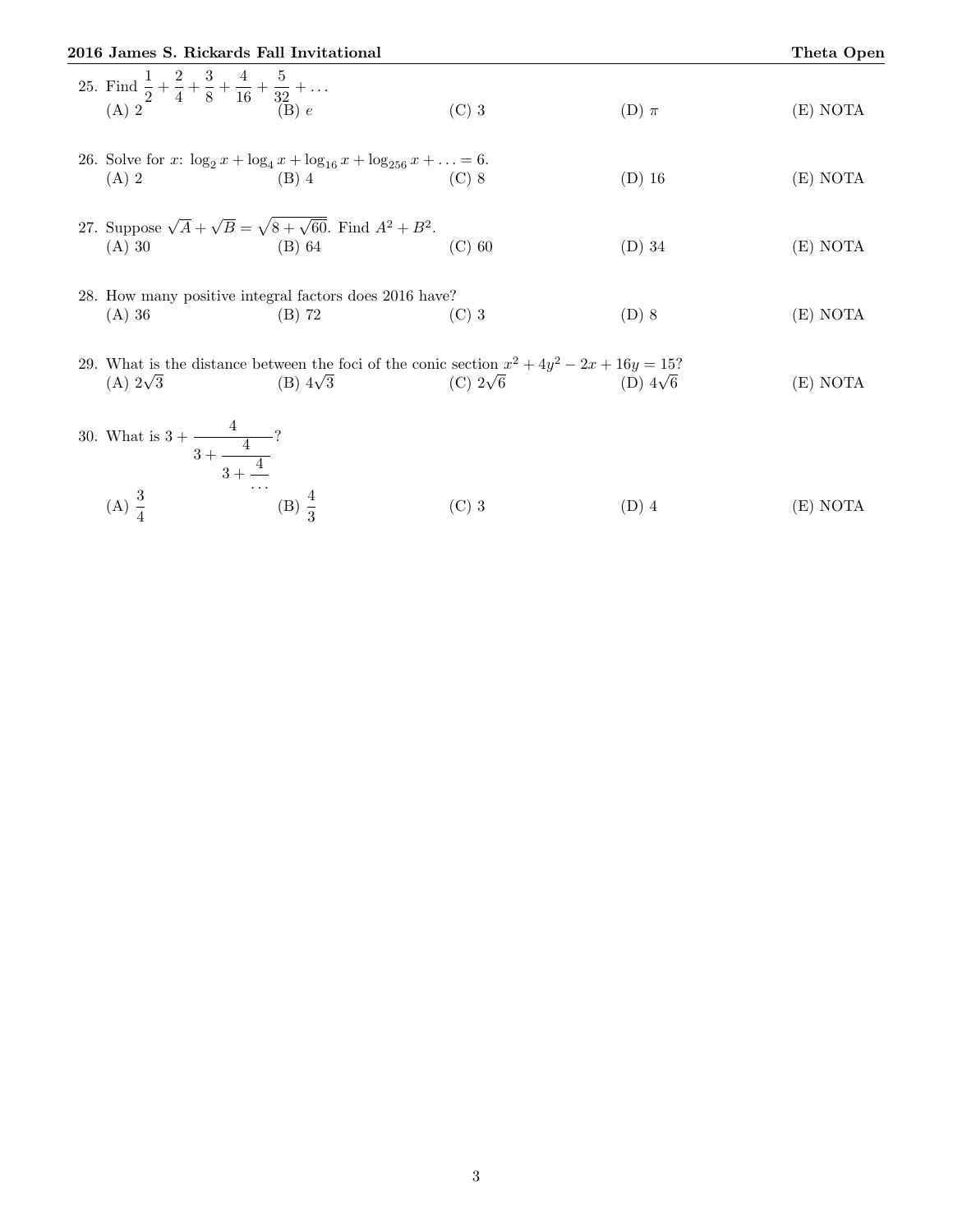25. Find $\dfrac{1}{2} + \dfrac{2}{4} + \dfrac{3}{8} + \dfrac{4}{16} + \dfrac{5}{32} + \ldots$

(A) 2 (B) $e$ (C) 3 (D) $\pi$ (E) NOTA

26. Solve for $x$: $\log_2 x + \log_4 x + \log_{16} x + \log_{256} x + \ldots = 6$.

(A) 2 (B) 4 (C) 8 (D) 16 (E) NOTA

27. Suppose $\sqrt{A} + \sqrt{B} = \sqrt{8 + \sqrt{60}}$. Find $A^2 + B^2$.

(A) 30 (B) 64 (C) 60 (D) 34 (E) NOTA

28. How many positive integral factors does 2016 have?

(A) 36 (B) 72 (C) 3 (D) 8 (E) NOTA

29. What is the distance between the foci of the conic section $x^2 + 4y^2 - 2x + 16y = 15$?

(A) $2\sqrt{3}$ (B) $4\sqrt{3}$ (C) $2\sqrt{6}$ (D) $4\sqrt{6}$ (E) NOTA

30. What is $3 + \cfrac{4}{3 + \cfrac{4}{3 + \cfrac{4}{\ldots}}}$?

(A) $\dfrac{3}{4}$ (B) $\dfrac{4}{3}$ (C) 3 (D) 4 (E) NOTA